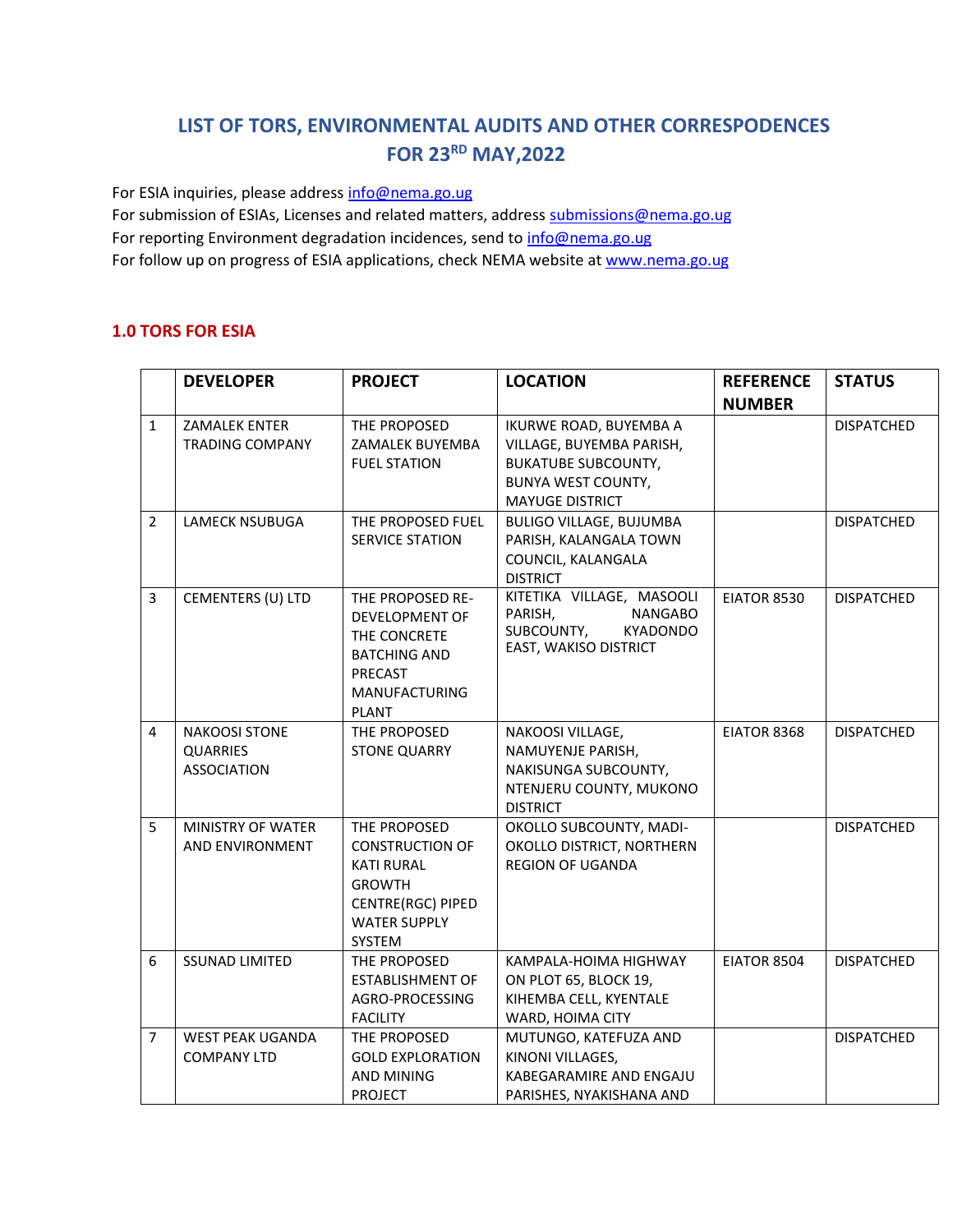# LIST OF TORS, ENVIRONMENTAL AUDITS AND OTHER CORRESPODENCES FOR 23RD MAY,2022

For ESIA inquiries, please address info@nema.go.ug
For submission of ESIAs, Licenses and related matters, address submissions@nema.go.ug
For reporting Environment degradation incidences, send to info@nema.go.ug
For follow up on progress of ESIA applications, check NEMA website at www.nema.go.ug

## 1.0 TORS FOR ESIA

| | DEVELOPER | PROJECT | LOCATION | REFERENCE NUMBER | STATUS |
|---|---|---|---|---|---|
| 1 | ZAMALEK ENTER TRADING COMPANY | THE PROPOSED ZAMALEK BUYEMBA FUEL STATION | IKURWE ROAD, BUYEMBA A VILLAGE, BUYEMBA PARISH, BUKATUBE SUBCOUNTY, BUNYA WEST COUNTY, MAYUGE DISTRICT | | DISPATCHED |
| 2 | LAMECK NSUBUGA | THE PROPOSED FUEL SERVICE STATION | BULIGO VILLAGE, BUJUMBA PARISH, KALANGALA TOWN COUNCIL, KALANGALA DISTRICT | | DISPATCHED |
| 3 | CEMENTERS (U) LTD | THE PROPOSED RE-DEVELOPMENT OF THE CONCRETE BATCHING AND PRECAST MANUFACTURING PLANT | KITETIKA VILLAGE, MASOOLI PARISH, NANGABO SUBCOUNTY, KYADONDO EAST, WAKISO DISTRICT | EIATOR 8530 | DISPATCHED |
| 4 | NAKOOSI STONE QUARRIES ASSOCIATION | THE PROPOSED STONE QUARRY | NAKOOSI VILLAGE, NAMUYENJE PARISH, NAKISUNGA SUBCOUNTY, NTENJERU COUNTY, MUKONO DISTRICT | EIATOR 8368 | DISPATCHED |
| 5 | MINISTRY OF WATER AND ENVIRONMENT | THE PROPOSED CONSTRUCTION OF KATI RURAL GROWTH CENTRE(RGC) PIPED WATER SUPPLY SYSTEM | OKOLLO SUBCOUNTY, MADI-OKOLLO DISTRICT, NORTHERN REGION OF UGANDA | | DISPATCHED |
| 6 | SSUNAD LIMITED | THE PROPOSED ESTABLISHMENT OF AGRO-PROCESSING FACILITY | KAMPALA-HOIMA HIGHWAY ON PLOT 65, BLOCK 19, KIHEMBA CELL, KYENTALE WARD, HOIMA CITY | EIATOR 8504 | DISPATCHED |
| 7 | WEST PEAK UGANDA COMPANY LTD | THE PROPOSED GOLD EXPLORATION AND MINING PROJECT | MUTUNGO, KATEFUZA AND KINONI VILLAGES, KABEGARAMIRE AND ENGAJU PARISHES, NYAKISHANA AND | | DISPATCHED |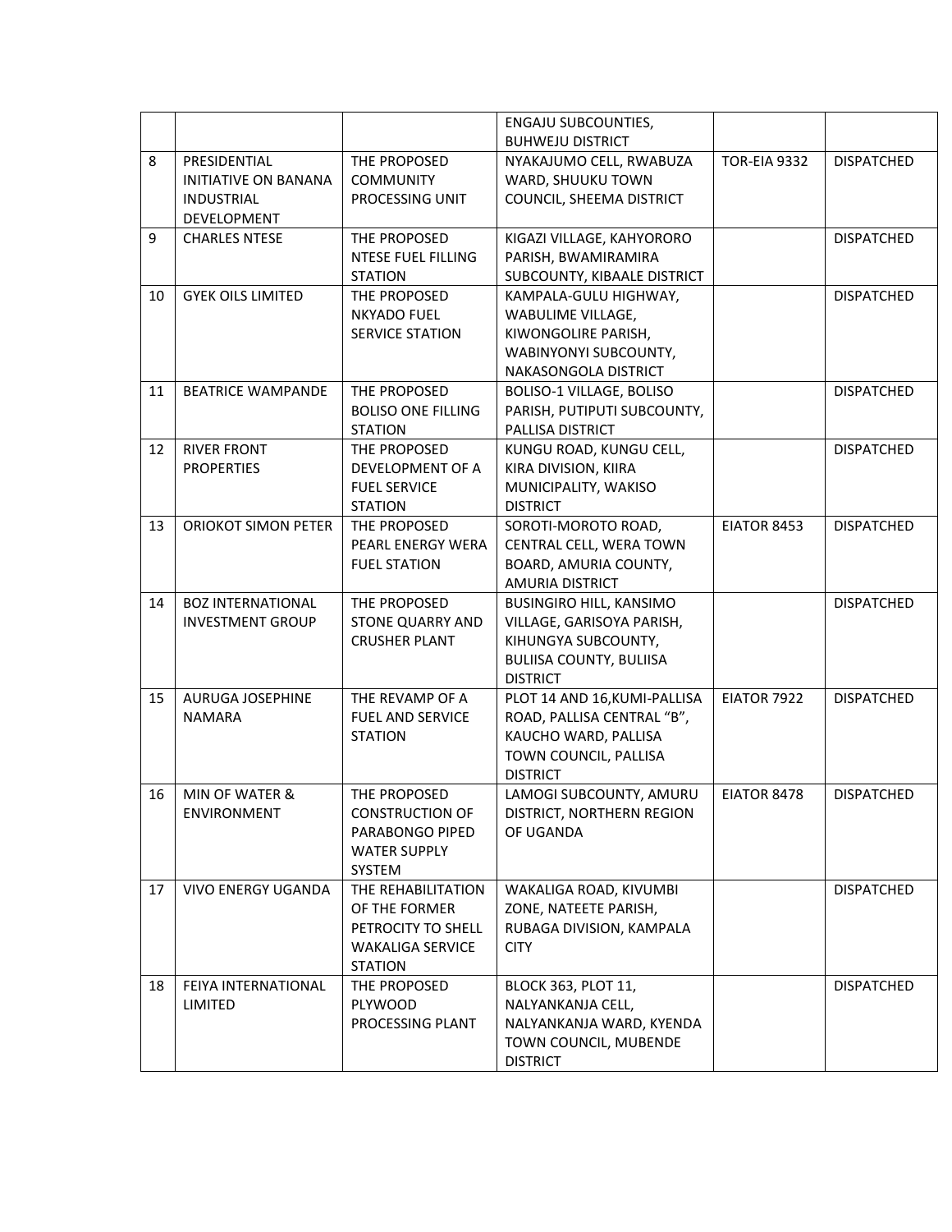| | | | | | |
|---|---|---|---|---|---|
| | | | ENGAJU SUBCOUNTIES, BUHWEJU DISTRICT | | |
| 8 | PRESIDENTIAL INITIATIVE ON BANANA INDUSTRIAL DEVELOPMENT | THE PROPOSED COMMUNITY PROCESSING UNIT | NYAKAJUMO CELL, RWABUZA WARD, SHUUKU TOWN COUNCIL, SHEEMA DISTRICT | TOR-EIA 9332 | DISPATCHED |
| 9 | CHARLES NTESE | THE PROPOSED NTESE FUEL FILLING STATION | KIGAZI VILLAGE, KAHYORORO PARISH, BWAMIRAMIRA SUBCOUNTY, KIBAALE DISTRICT | | DISPATCHED |
| 10 | GYEK OILS LIMITED | THE PROPOSED NKYADO FUEL SERVICE STATION | KAMPALA-GULU HIGHWAY, WABULIME VILLAGE, KIWONGOLIRE PARISH, WABINYONYI SUBCOUNTY, NAKASONGOLA DISTRICT | | DISPATCHED |
| 11 | BEATRICE WAMPANDE | THE PROPOSED BOLISO ONE FILLING STATION | BOLISO-1 VILLAGE, BOLISO PARISH, PUTIPUTI SUBCOUNTY, PALLISA DISTRICT | | DISPATCHED |
| 12 | RIVER FRONT PROPERTIES | THE PROPOSED DEVELOPMENT OF A FUEL SERVICE STATION | KUNGU ROAD, KUNGU CELL, KIRA DIVISION, KIIRA MUNICIPALITY, WAKISO DISTRICT | | DISPATCHED |
| 13 | ORIOKOT SIMON PETER | THE PROPOSED PEARL ENERGY WERA FUEL STATION | SOROTI-MOROTO ROAD, CENTRAL CELL, WERA TOWN BOARD, AMURIA COUNTY, AMURIA DISTRICT | EIATOR 8453 | DISPATCHED |
| 14 | BOZ INTERNATIONAL INVESTMENT GROUP | THE PROPOSED STONE QUARRY AND CRUSHER PLANT | BUSINGIRO HILL, KANSIMO VILLAGE, GARISOYA PARISH, KIHUNGYA SUBCOUNTY, BULIISA COUNTY, BULIISA DISTRICT | | DISPATCHED |
| 15 | AURUGA JOSEPHINE NAMARA | THE REVAMP OF A FUEL AND SERVICE STATION | PLOT 14 AND 16,KUMI-PALLISA ROAD, PALLISA CENTRAL "B", KAUCHO WARD, PALLISA TOWN COUNCIL, PALLISA DISTRICT | EIATOR 7922 | DISPATCHED |
| 16 | MIN OF WATER & ENVIRONMENT | THE PROPOSED CONSTRUCTION OF PARABONGO PIPED WATER SUPPLY SYSTEM | LAMOGI SUBCOUNTY, AMURU DISTRICT, NORTHERN REGION OF UGANDA | EIATOR 8478 | DISPATCHED |
| 17 | VIVO ENERGY UGANDA | THE REHABILITATION OF THE FORMER PETROCITY TO SHELL WAKALIGA SERVICE STATION | WAKALIGA ROAD, KIVUMBI ZONE, NATEETE PARISH, RUBAGA DIVISION, KAMPALA CITY | | DISPATCHED |
| 18 | FEIYA INTERNATIONAL LIMITED | THE PROPOSED PLYWOOD PROCESSING PLANT | BLOCK 363, PLOT 11, NALYANKANJA CELL, NALYANKANJA WARD, KYENDA TOWN COUNCIL, MUBENDE DISTRICT | | DISPATCHED |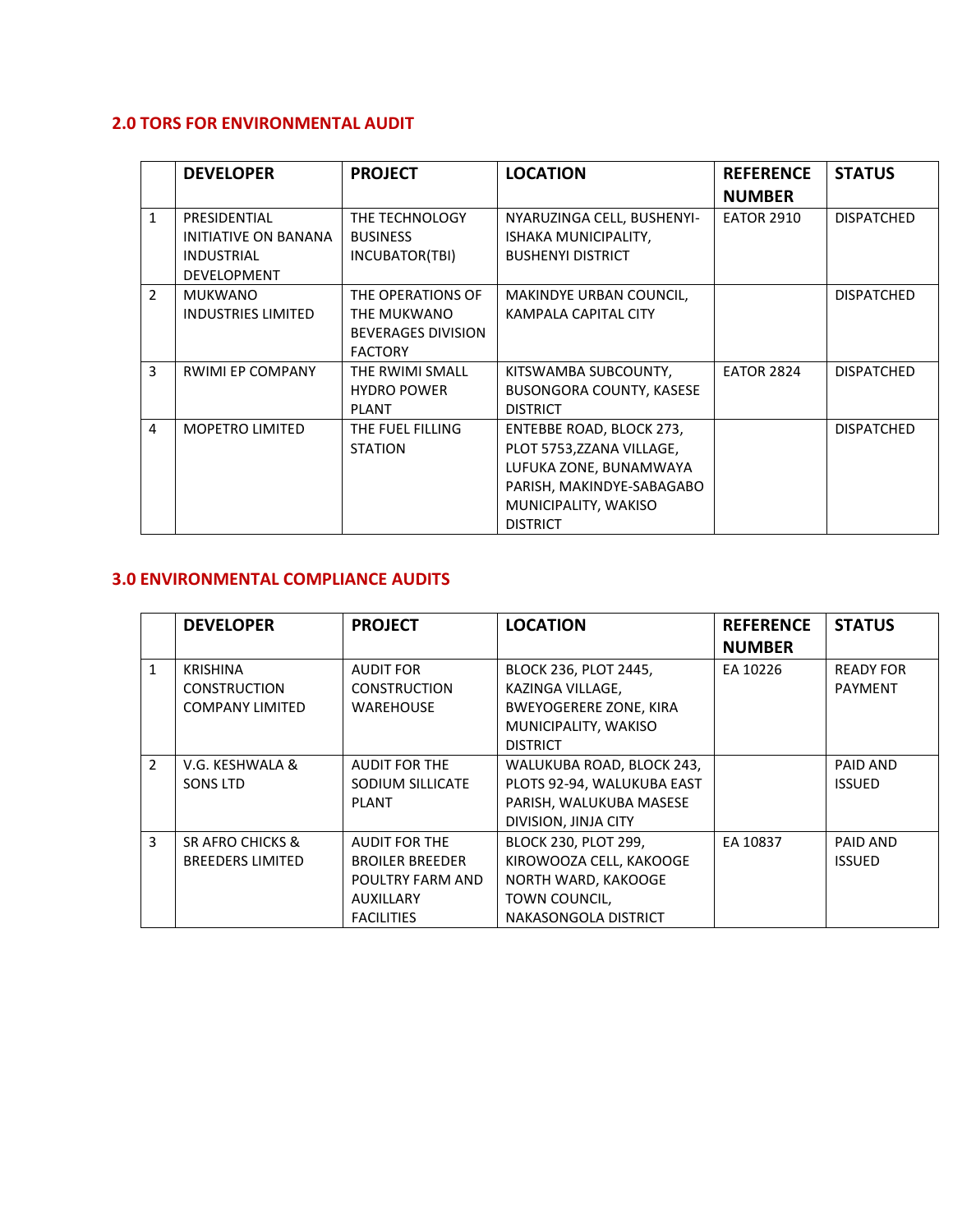## 2.0 TORS FOR ENVIRONMENTAL AUDIT

| | DEVELOPER | PROJECT | LOCATION | REFERENCE NUMBER | STATUS |
|---|---|---|---|---|---|
| 1 | PRESIDENTIAL INITIATIVE ON BANANA INDUSTRIAL DEVELOPMENT | THE TECHNOLOGY BUSINESS INCUBATOR(TBI) | NYARUZINGA CELL, BUSHENYI-ISHAKA MUNICIPALITY, BUSHENYI DISTRICT | EATOR 2910 | DISPATCHED |
| 2 | MUKWANO INDUSTRIES LIMITED | THE OPERATIONS OF THE MUKWANO BEVERAGES DIVISION FACTORY | MAKINDYE URBAN COUNCIL, KAMPALA CAPITAL CITY | | DISPATCHED |
| 3 | RWIMI EP COMPANY | THE RWIMI SMALL HYDRO POWER PLANT | KITSWAMBA SUBCOUNTY, BUSONGORA COUNTY, KASESE DISTRICT | EATOR 2824 | DISPATCHED |
| 4 | MOPETRO LIMITED | THE FUEL FILLING STATION | ENTEBBE ROAD, BLOCK 273, PLOT 5753,ZZANA VILLAGE, LUFUKA ZONE, BUNAMWAYA PARISH, MAKINDYE-SABAGABO MUNICIPALITY, WAKISO DISTRICT | | DISPATCHED |

## 3.0 ENVIRONMENTAL COMPLIANCE AUDITS

| | DEVELOPER | PROJECT | LOCATION | REFERENCE NUMBER | STATUS |
|---|---|---|---|---|---|
| 1 | KRISHINA CONSTRUCTION COMPANY LIMITED | AUDIT FOR CONSTRUCTION WAREHOUSE | BLOCK 236, PLOT 2445, KAZINGA VILLAGE, BWEYOGERERE ZONE, KIRA MUNICIPALITY, WAKISO DISTRICT | EA 10226 | READY FOR PAYMENT |
| 2 | V.G. KESHWALA & SONS LTD | AUDIT FOR THE SODIUM SILLICATE PLANT | WALUKUBA ROAD, BLOCK 243, PLOTS 92-94, WALUKUBA EAST PARISH, WALUKUBA MASESE DIVISION, JINJA CITY | | PAID AND ISSUED |
| 3 | SR AFRO CHICKS & BREEDERS LIMITED | AUDIT FOR THE BROILER BREEDER POULTRY FARM AND AUXILLARY FACILITIES | BLOCK 230, PLOT 299, KIROWOOZA CELL, KAKOOGE NORTH WARD, KAKOOGE TOWN COUNCIL, NAKASONGOLA DISTRICT | EA 10837 | PAID AND ISSUED |